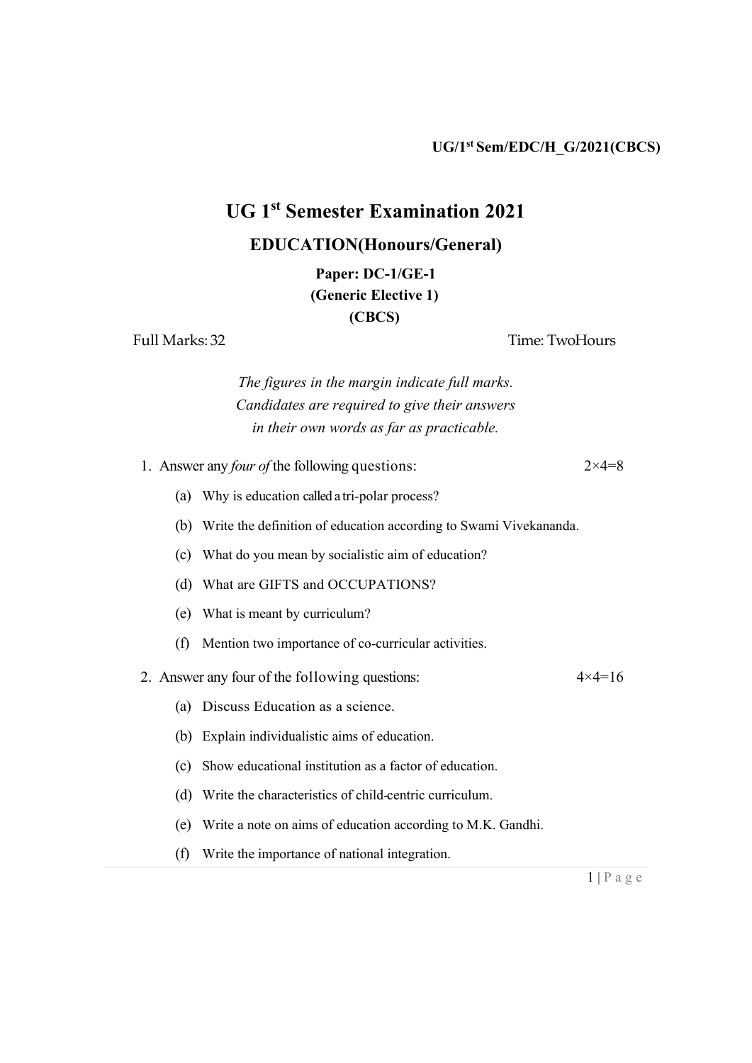UG/1st Sem/EDC/H_G/2021(CBCS)

# UG 1st Semester Examination 2021

## EDUCATION(Honours/General)

### Paper: DC-1/GE-1

### (Generic Elective 1)

### (CBCS)

Full Marks: 32 Time: TwoHours

*The figures in the margin indicate full marks.*
*Candidates are required to give their answers*
*in their own words as far as practicable.*

1. Answer any *four of* the following questions: 2×4=8

   (a) Why is education called a tri-polar process?

   (b) Write the definition of education according to Swami Vivekananda.

   (c) What do you mean by socialistic aim of education?

   (d) What are GIFTS and OCCUPATIONS?

   (e) What is meant by curriculum?

   (f) Mention two importance of co-curricular activities.

2. Answer any four of the following questions: 4×4=16

   (a) Discuss Education as a science.

   (b) Explain individualistic aims of education.

   (c) Show educational institution as a factor of education.

   (d) Write the characteristics of child-centric curriculum.

   (e) Write a note on aims of education according to M.K. Gandhi.

   (f) Write the importance of national integration.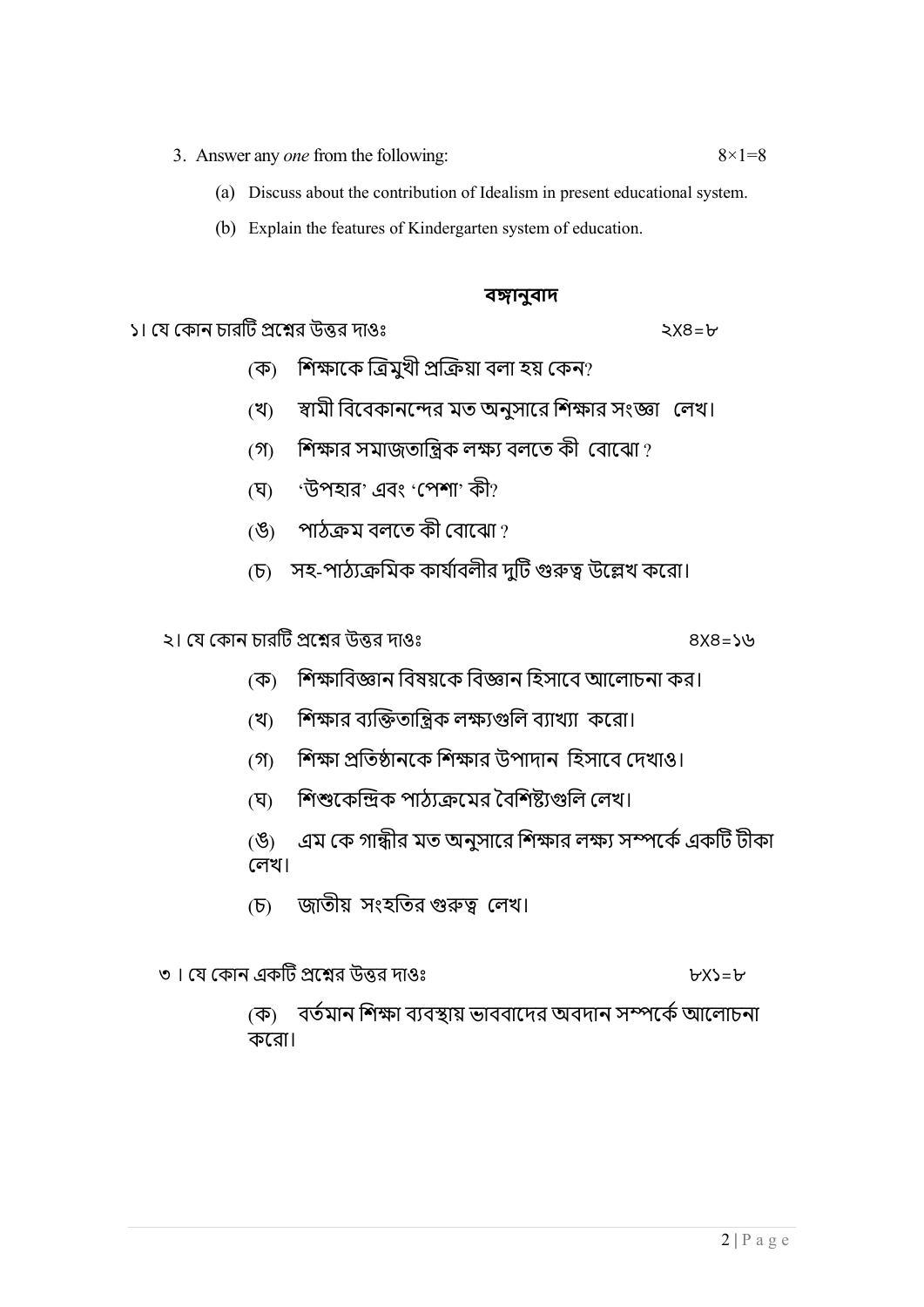3. Answer any *one* from the following: 8×1=8

   (a) Discuss about the contribution of Idealism in present educational system.

   (b) Explain the features of Kindergarten system of education.

## বঙ্গানুবাদ

১। যে কোন চারটি প্রশ্নের উত্তর দাওঃ ২X৪=৮

(ক) শিক্ষাকে ত্রিমুখী প্রক্রিয়া বলা হয় কেন?

(খ) স্বামী বিবেকানন্দের মত অনুসারে শিক্ষার সংজ্ঞা লেখ।

(গ) শিক্ষার সমাজতান্ত্রিক লক্ষ্য বলতে কী বোঝো ?

(ঘ) 'উপহার' এবং 'পেশা' কী?

(ঙ) পাঠক্রম বলতে কী বোঝো ?

(চ) সহ-পাঠ্যক্রমিক কার্যাবলীর দুটি গুরুত্ব উল্লেখ করো।

২। যে কোন চারটি প্রশ্নের উত্তর দাওঃ ৪X৪=১৬

(ক) শিক্ষাবিজ্ঞান বিষয়কে বিজ্ঞান হিসাবে আলোচনা কর।

(খ) শিক্ষার ব্যক্তিতান্ত্রিক লক্ষ্যগুলি ব্যাখ্যা করো।

(গ) শিক্ষা প্রতিষ্ঠানকে শিক্ষার উপাদান হিসাবে দেখাও।

(ঘ) শিশুকেন্দ্রিক পাঠ্যক্রমের বৈশিষ্ট্যগুলি লেখ।

(ঙ) এম কে গান্ধীর মত অনুসারে শিক্ষার লক্ষ্য সম্পর্কে একটি টীকা লেখ।

(চ) জাতীয় সংহতির গুরুত্ব লেখ।

৩ । যে কোন একটি প্রশ্নের উত্তর দাওঃ ৮X১=৮

(ক) বর্তমান শিক্ষা ব্যবস্থায় ভাববাদের অবদান সম্পর্কে আলোচনা করো।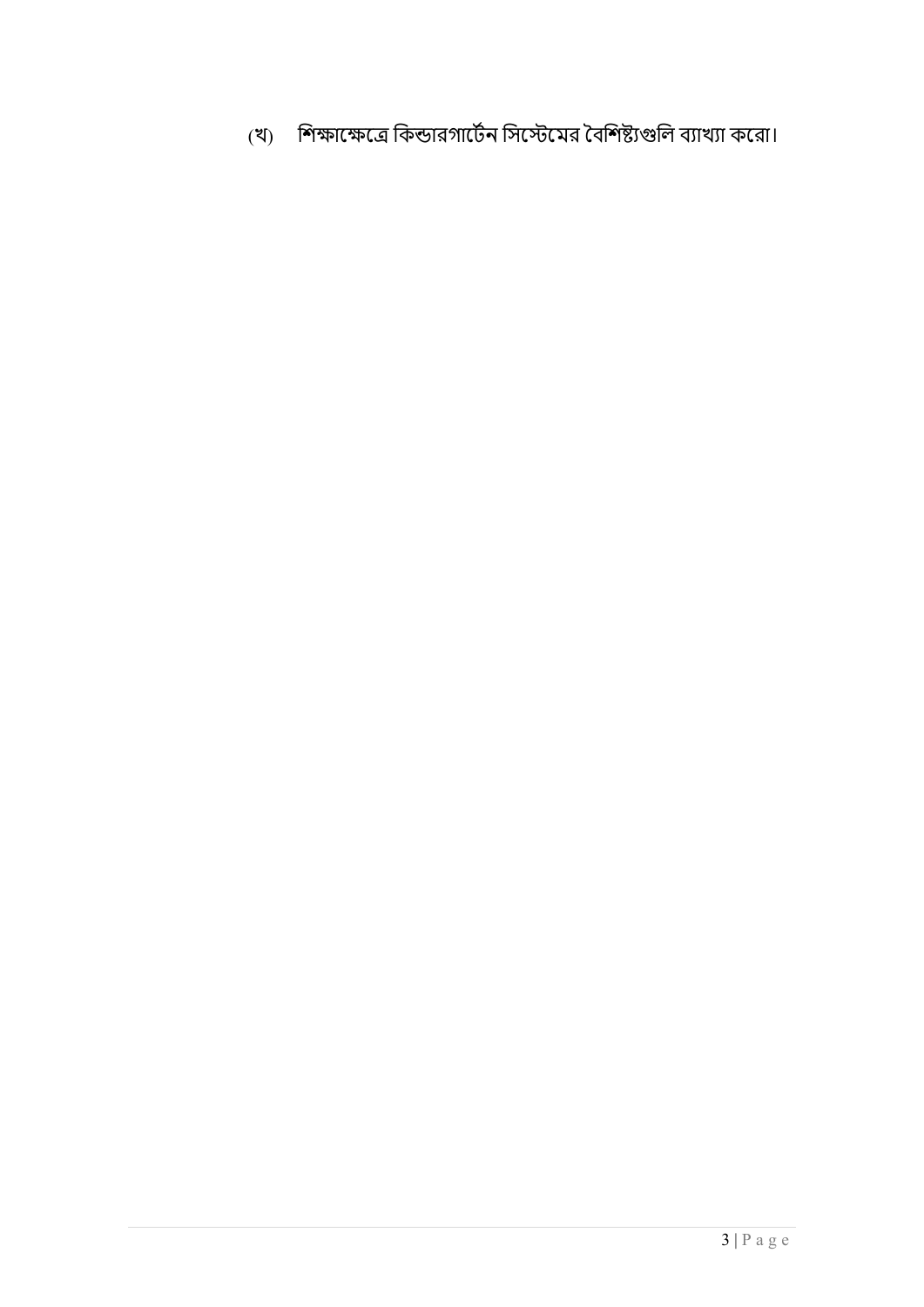(খ) শিক্ষাক্ষেত্রে কিন্ডারগার্টেন সিস্টেমের বৈশিষ্ট্যগুলি ব্যাখ্যা করো।